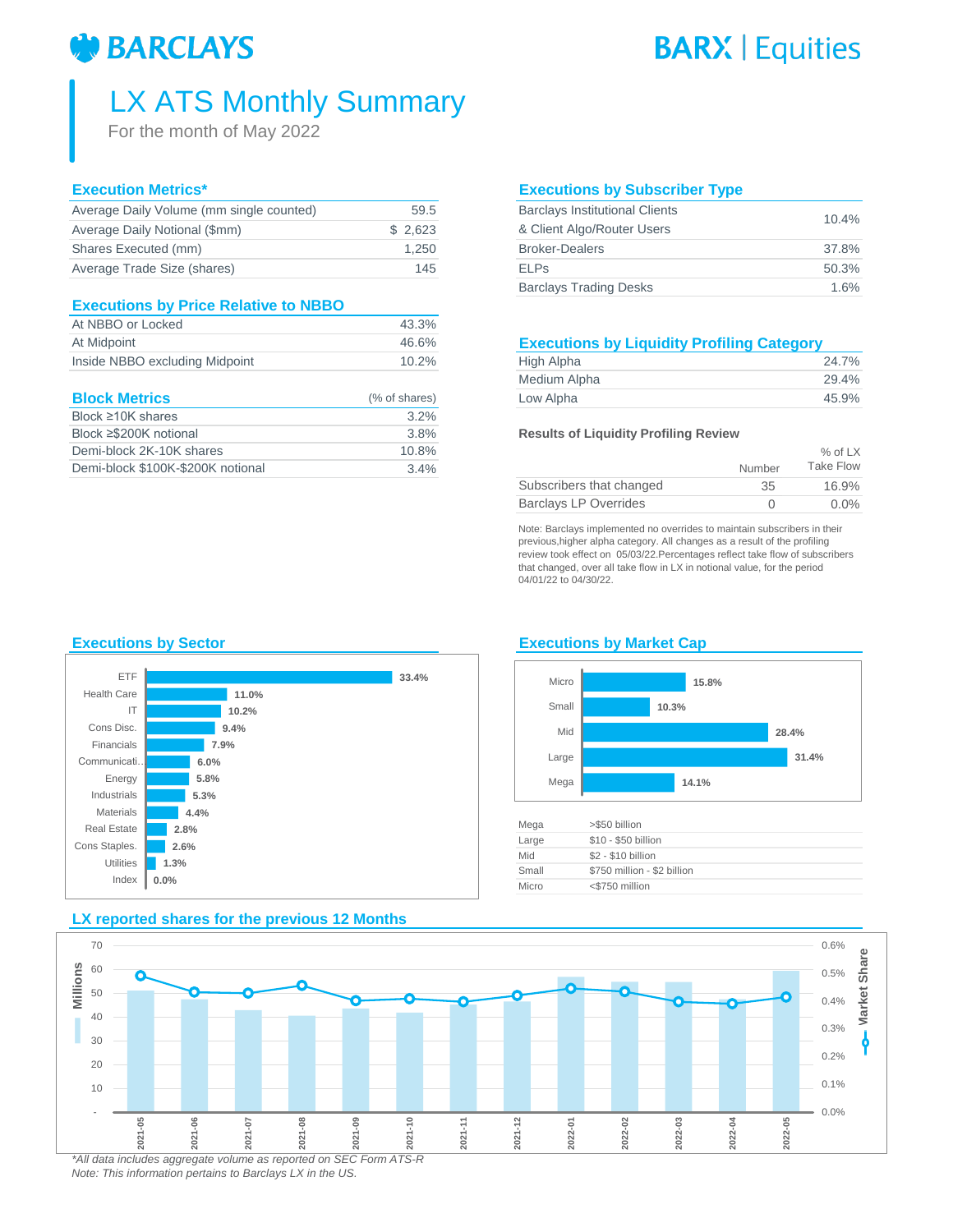BARCLAYS

BARX | Equities

# LX ATS Monthly Summary

For the month of May 2022

## Execution Metrics*

| Metric | Value |
|---|---|
| Average Daily Volume (mm single counted) | 59.5 |
| Average Daily Notional ($mm) | $ 2,623 |
| Shares Executed (mm) | 1,250 |
| Average Trade Size (shares) | 145 |

## Executions by Price Relative to NBBO

| Category | % |
|---|---|
| At NBBO or Locked | 43.3% |
| At Midpoint | 46.6% |
| Inside NBBO excluding Midpoint | 10.2% |

## Block Metrics

| Metric | (% of shares) |
|---|---|
| Block ≥10K shares | 3.2% |
| Block ≥$200K notional | 3.8% |
| Demi-block 2K-10K shares | 10.8% |
| Demi-block $100K-$200K notional | 3.4% |

## Executions by Subscriber Type

| Subscriber Type | % |
|---|---|
| Barclays Institutional Clients & Client Algo/Router Users | 10.4% |
| Broker-Dealers | 37.8% |
| ELPs | 50.3% |
| Barclays Trading Desks | 1.6% |

## Executions by Liquidity Profiling Category

| Category | % |
|---|---|
| High Alpha | 24.7% |
| Medium Alpha | 29.4% |
| Low Alpha | 45.9% |

### Results of Liquidity Profiling Review

| | Number | % of LX Take Flow |
|---|---|---|
| Subscribers that changed | 35 | 16.9% |
| Barclays LP Overrides | 0 | 0.0% |

Note: Barclays implemented no overrides to maintain subscribers in their previous,higher alpha category. All changes as a result of the profiling review took effect on 05/03/22.Percentages reflect take flow of subscribers that changed, over all take flow in LX in notional value, for the period 04/01/22 to 04/30/22.

## Executions by Sector

| Sector | % |
|---|---|
| ETF | 33.4% |
| Health Care | 11.0% |
| IT | 10.2% |
| Cons Disc. | 9.4% |
| Financials | 7.9% |
| Communicati.. | 6.0% |
| Energy | 5.8% |
| Industrials | 5.3% |
| Materials | 4.4% |
| Real Estate | 2.8% |
| Cons Staples. | 2.6% |
| Utilities | 1.3% |
| Index | 0.0% |

## Executions by Market Cap

| Market Cap | % |
|---|---|
| Micro | 15.8% |
| Small | 10.3% |
| Mid | 28.4% |
| Large | 31.4% |
| Mega | 14.1% |

| Category | Range |
|---|---|
| Mega | >$50 billion |
| Large | $10 - $50 billion |
| Mid | $2 - $10 billion |
| Small | $750 million - $2 billion |
| Micro | <$750 million |

## LX reported shares for the previous 12 Months

Chart: Millions (bars, axis 0–70) and Market Share (line, axis 0.0%–0.6%) by month, 2021-05 through 2022-05.

*All data includes aggregate volume as reported on SEC Form ATS-R
Note: This information pertains to Barclays LX in the US.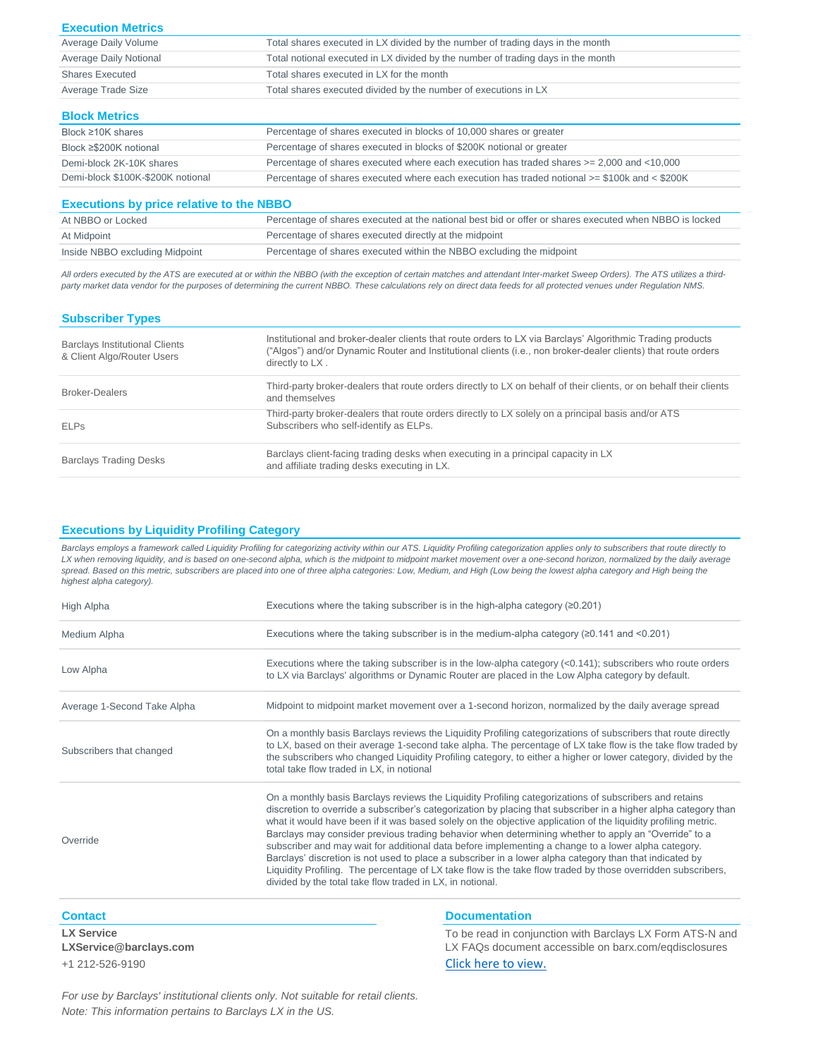## Execution Metrics

| | |
|---|---|
| Average Daily Volume | Total shares executed in LX divided by the number of trading days in the month |
| Average Daily Notional | Total notional executed in LX divided by the number of trading days in the month |
| Shares Executed | Total shares executed in LX for the month |
| Average Trade Size | Total shares executed divided by the number of executions in LX |

## Block Metrics

| | |
|---|---|
| Block ≥10K shares | Percentage of shares executed in blocks of 10,000 shares or greater |
| Block ≥$200K notional | Percentage of shares executed in blocks of $200K notional or greater |
| Demi-block 2K-10K shares | Percentage of shares executed where each execution has traded shares >= 2,000 and <10,000 |
| Demi-block $100K-$200K notional | Percentage of shares executed where each execution has traded notional >= $100k and < $200K |

## Executions by price relative to the NBBO

| | |
|---|---|
| At NBBO or Locked | Percentage of shares executed at the national best bid or offer or shares executed when NBBO is locked |
| At Midpoint | Percentage of shares executed directly at the midpoint |
| Inside NBBO excluding Midpoint | Percentage of shares executed within the NBBO excluding the midpoint |

*All orders executed by the ATS are executed at or within the NBBO (with the exception of certain matches and attendant Inter-market Sweep Orders). The ATS utilizes a third-party market data vendor for the purposes of determining the current NBBO. These calculations rely on direct data feeds for all protected venues under Regulation NMS.*

## Subscriber Types

| | |
|---|---|
| Barclays Institutional Clients & Client Algo/Router Users | Institutional and broker-dealer clients that route orders to LX via Barclays' Algorithmic Trading products ("Algos") and/or Dynamic Router and Institutional clients (i.e., non broker-dealer clients) that route orders directly to LX . |
| Broker-Dealers | Third-party broker-dealers that route orders directly to LX on behalf of their clients, or on behalf their clients and themselves |
| ELPs | Third-party broker-dealers that route orders directly to LX solely on a principal basis and/or ATS Subscribers who self-identify as ELPs. |
| Barclays Trading Desks | Barclays client-facing trading desks when executing in a principal capacity in LX and affiliate trading desks executing in LX. |

## Executions by Liquidity Profiling Category

*Barclays employs a framework called Liquidity Profiling for categorizing activity within our ATS. Liquidity Profiling categorization applies only to subscribers that route directly to LX when removing liquidity, and is based on one-second alpha, which is the midpoint to midpoint market movement over a one-second horizon, normalized by the daily average spread. Based on this metric, subscribers are placed into one of three alpha categories: Low, Medium, and High (Low being the lowest alpha category and High being the highest alpha category).*

| | |
|---|---|
| High Alpha | Executions where the taking subscriber is in the high-alpha category (≥0.201) |
| Medium Alpha | Executions where the taking subscriber is in the medium-alpha category (≥0.141 and <0.201) |
| Low Alpha | Executions where the taking subscriber is in the low-alpha category (<0.141); subscribers who route orders to LX via Barclays' algorithms or Dynamic Router are placed in the Low Alpha category by default. |
| Average 1-Second Take Alpha | Midpoint to midpoint market movement over a 1-second horizon, normalized by the daily average spread |
| Subscribers that changed | On a monthly basis Barclays reviews the Liquidity Profiling categorizations of subscribers that route directly to LX, based on their average 1-second take alpha. The percentage of LX take flow is the take flow traded by the subscribers who changed Liquidity Profiling category, to either a higher or lower category, divided by the total take flow traded in LX, in notional |
| Override | On a monthly basis Barclays reviews the Liquidity Profiling categorizations of subscribers and retains discretion to override a subscriber's categorization by placing that subscriber in a higher alpha category than what it would have been if it was based solely on the objective application of the liquidity profiling metric. Barclays may consider previous trading behavior when determining whether to apply an "Override" to a subscriber and may wait for additional data before implementing a change to a lower alpha category. Barclays' discretion is not used to place a subscriber in a lower alpha category than that indicated by Liquidity Profiling. The percentage of LX take flow is the take flow traded by those overridden subscribers, divided by the total take flow traded in LX, in notional. |

## Contact

**LX Service**
**LXService@barclays.com**
+1 212-526-9190

## Documentation

To be read in conjunction with Barclays LX Form ATS-N and LX FAQs document accessible on barx.com/eqdisclosures
Click here to view.

*For use by Barclays' institutional clients only. Not suitable for retail clients.*
*Note: This information pertains to Barclays LX in the US.*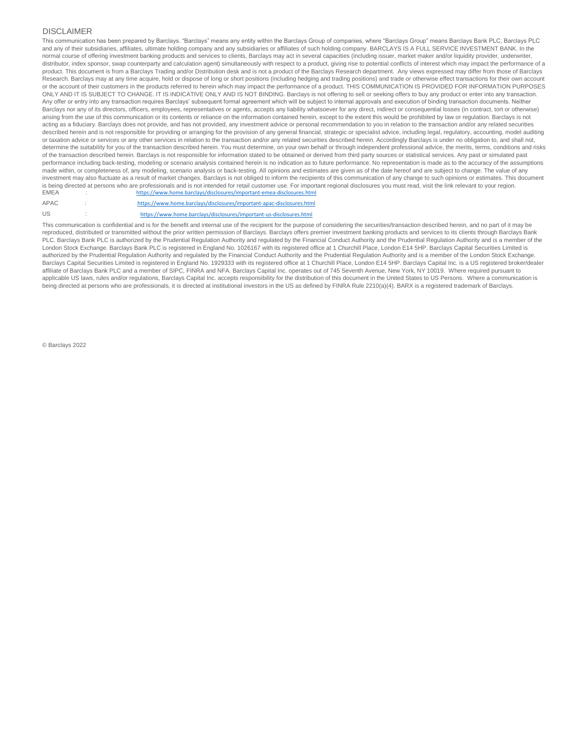## DISCLAIMER

This communication has been prepared by Barclays. "Barclays" means any entity within the Barclays Group of companies, where "Barclays Group" means Barclays Bank PLC, Barclays PLC and any of their subsidiaries, affiliates, ultimate holding company and any subsidiaries or affiliates of such holding company. BARCLAYS IS A FULL SERVICE INVESTMENT BANK. In the normal course of offering investment banking products and services to clients, Barclays may act in several capacities (including issuer, market maker and/or liquidity provider, underwriter, distributor, index sponsor, swap counterparty and calculation agent) simultaneously with respect to a product, giving rise to potential conflicts of interest which may impact the performance of a product. This document is from a Barclays Trading and/or Distribution desk and is not a product of the Barclays Research department. Any views expressed may differ from those of Barclays Research. Barclays may at any time acquire, hold or dispose of long or short positions (including hedging and trading positions) and trade or otherwise effect transactions for their own account or the account of their customers in the products referred to herein which may impact the performance of a product. THIS COMMUNICATION IS PROVIDED FOR INFORMATION PURPOSES ONLY AND IT IS SUBJECT TO CHANGE. IT IS INDICATIVE ONLY AND IS NOT BINDING. Barclays is not offering to sell or seeking offers to buy any product or enter into any transaction. Any offer or entry into any transaction requires Barclays' subsequent formal agreement which will be subject to internal approvals and execution of binding transaction documents. Neither Barclays nor any of its directors, officers, employees, representatives or agents, accepts any liability whatsoever for any direct, indirect or consequential losses (in contract, tort or otherwise) arising from the use of this communication or its contents or reliance on the information contained herein, except to the extent this would be prohibited by law or regulation. Barclays is not acting as a fiduciary. Barclays does not provide, and has not provided, any investment advice or personal recommendation to you in relation to the transaction and/or any related securities described herein and is not responsible for providing or arranging for the provision of any general financial, strategic or specialist advice, including legal, regulatory, accounting, model auditing or taxation advice or services or any other services in relation to the transaction and/or any related securities described herein. Accordingly Barclays is under no obligation to, and shall not, determine the suitability for you of the transaction described herein. You must determine, on your own behalf or through independent professional advice, the merits, terms, conditions and risks of the transaction described herein. Barclays is not responsible for information stated to be obtained or derived from third party sources or statistical services. Any past or simulated past performance including back-testing, modeling or scenario analysis contained herein is no indication as to future performance. No representation is made as to the accuracy of the assumptions made within, or completeness of, any modeling, scenario analysis or back-testing. All opinions and estimates are given as of the date hereof and are subject to change. The value of any investment may also fluctuate as a result of market changes. Barclays is not obliged to inform the recipients of this communication of any change to such opinions or estimates. This document is being directed at persons who are professionals and is not intended for retail customer use. For important regional disclosures you must read, visit the link relevant to your region.

EMEA : https://www.home.barclays/disclosures/important-emea-disclosures.html

APAC : https://www.home.barclays/disclosures/important-apac-disclosures.html

US : https://www.home.barclays/disclosures/important-us-disclosures.html

This communication is confidential and is for the benefit and internal use of the recipient for the purpose of considering the securities/transaction described herein, and no part of it may be reproduced, distributed or transmitted without the prior written permission of Barclays. Barclays offers premier investment banking products and services to its clients through Barclays Bank PLC. Barclays Bank PLC is authorized by the Prudential Regulation Authority and regulated by the Financial Conduct Authority and the Prudential Regulation Authority and is a member of the London Stock Exchange. Barclays Bank PLC is registered in England No. 1026167 with its registered office at 1 Churchill Place, London E14 5HP. Barclays Capital Securities Limited is authorized by the Prudential Regulation Authority and regulated by the Financial Conduct Authority and the Prudential Regulation Authority and is a member of the London Stock Exchange. Barclays Capital Securities Limited is registered in England No. 1929333 with its registered office at 1 Churchill Place, London E14 5HP. Barclays Capital Inc. is a US registered broker/dealer affiliate of Barclays Bank PLC and a member of SIPC, FINRA and NFA. Barclays Capital Inc. operates out of 745 Seventh Avenue, New York, NY 10019. Where required pursuant to applicable US laws, rules and/or regulations, Barclays Capital Inc. accepts responsibility for the distribution of this document in the United States to US Persons. Where a communication is being directed at persons who are professionals, it is directed at institutional investors in the US as defined by FINRA Rule 2210(a)(4). BARX is a registered trademark of Barclays.

© Barclays 2022